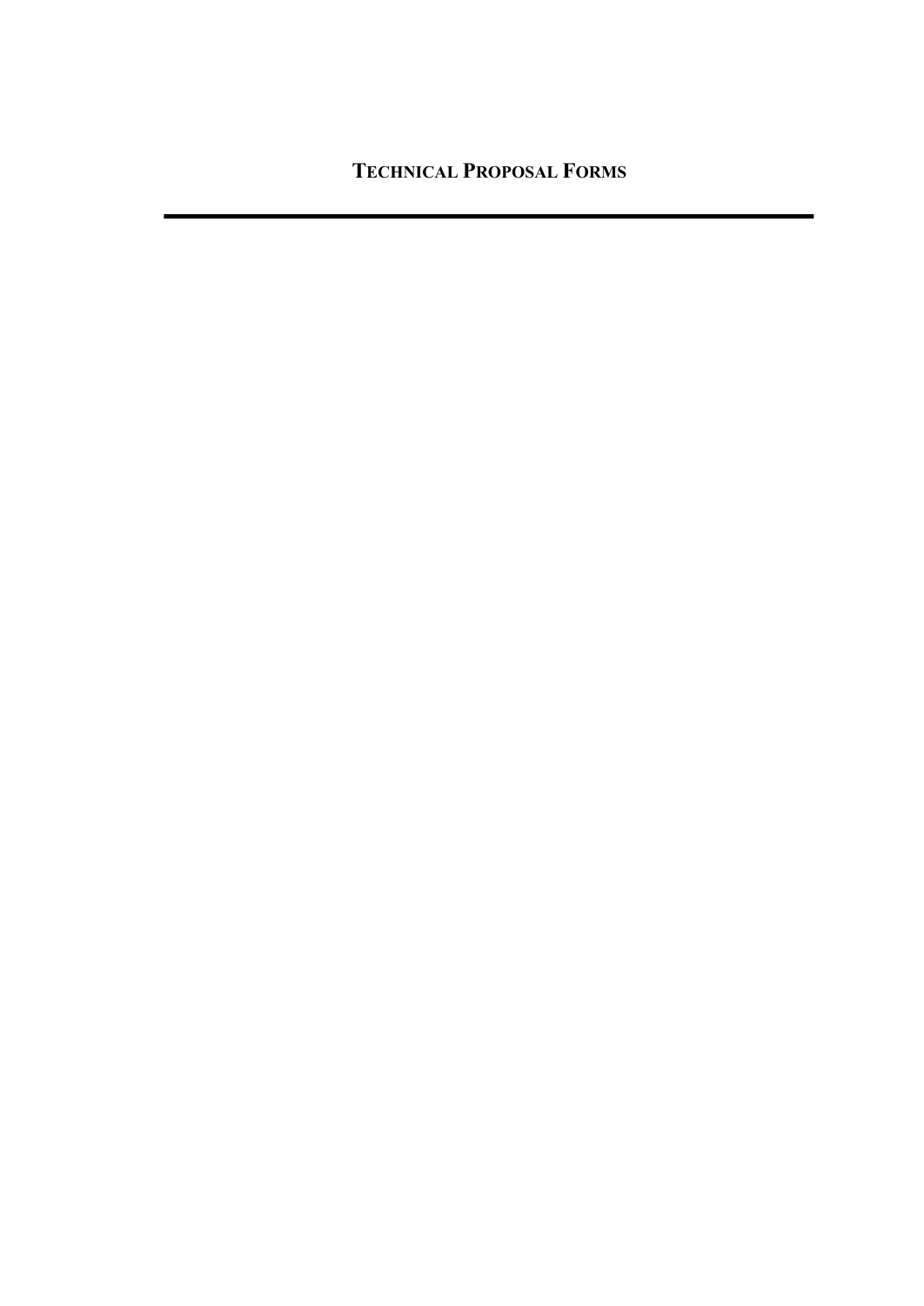# TECHNICAL PROPOSAL FORMS

---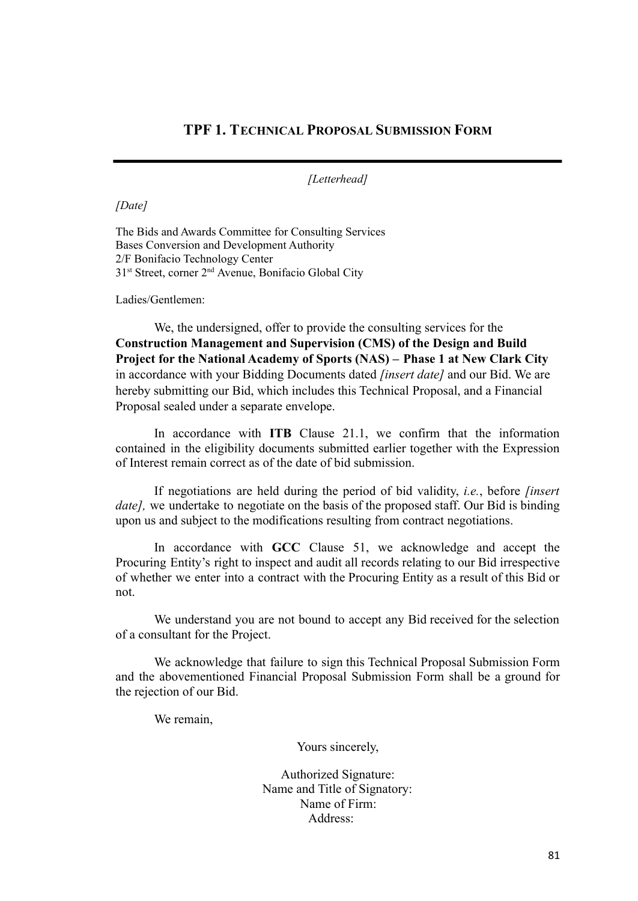## TPF 1. Technical Proposal Submission Form

---

*[Letterhead]*

*[Date]*

The Bids and Awards Committee for Consulting Services
Bases Conversion and Development Authority
2/F Bonifacio Technology Center
31st Street, corner 2nd Avenue, Bonifacio Global City

Ladies/Gentlemen:

We, the undersigned, offer to provide the consulting services for the **Construction Management and Supervision (CMS) of the Design and Build Project for the National Academy of Sports (NAS) – Phase 1 at New Clark City** in accordance with your Bidding Documents dated *[insert date]* and our Bid. We are hereby submitting our Bid, which includes this Technical Proposal, and a Financial Proposal sealed under a separate envelope.

In accordance with **ITB** Clause 21.1, we confirm that the information contained in the eligibility documents submitted earlier together with the Expression of Interest remain correct as of the date of bid submission.

If negotiations are held during the period of bid validity, *i.e.*, before *[insert date],* we undertake to negotiate on the basis of the proposed staff. Our Bid is binding upon us and subject to the modifications resulting from contract negotiations.

In accordance with **GCC** Clause 51, we acknowledge and accept the Procuring Entity's right to inspect and audit all records relating to our Bid irrespective of whether we enter into a contract with the Procuring Entity as a result of this Bid or not.

We understand you are not bound to accept any Bid received for the selection of a consultant for the Project.

We acknowledge that failure to sign this Technical Proposal Submission Form and the abovementioned Financial Proposal Submission Form shall be a ground for the rejection of our Bid.

We remain,

Yours sincerely,

Authorized Signature:
Name and Title of Signatory:
Name of Firm:
Address: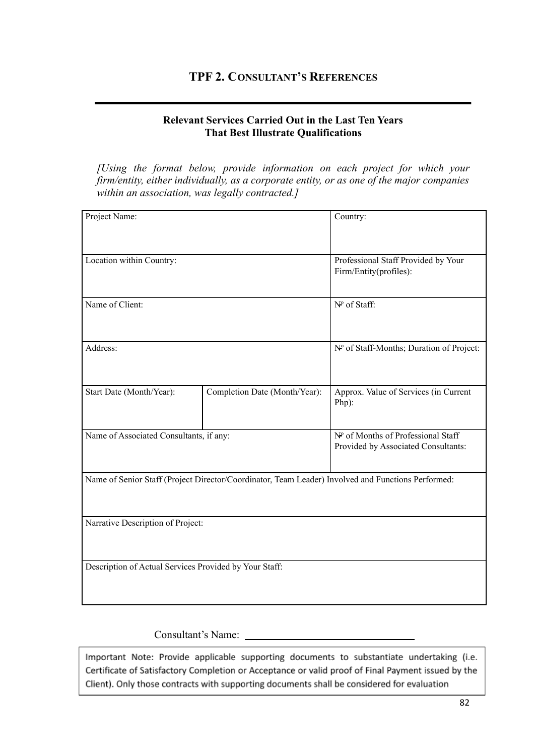# TPF 2. CONSULTANT'S REFERENCES

**Relevant Services Carried Out in the Last Ten Years That Best Illustrate Qualifications**

*[Using the format below, provide information on each project for which your firm/entity, either individually, as a corporate entity, or as one of the major companies within an association, was legally contracted.]*

| Project Name: | | Country: |
|---|---|---|
| Location within Country: | | Professional Staff Provided by Your Firm/Entity(profiles): |
| Name of Client: | | Nº of Staff: |
| Address: | | Nº of Staff-Months; Duration of Project: |
| Start Date (Month/Year): | Completion Date (Month/Year): | Approx. Value of Services (in Current Php): |
| Name of Associated Consultants, if any: | | Nº of Months of Professional Staff Provided by Associated Consultants: |
| Name of Senior Staff (Project Director/Coordinator, Team Leader) Involved and Functions Performed: | | |
| Narrative Description of Project: | | |
| Description of Actual Services Provided by Your Staff: | | |

Consultant's Name: ______________________________

Important Note: Provide applicable supporting documents to substantiate undertaking (i.e. Certificate of Satisfactory Completion or Acceptance or valid proof of Final Payment issued by the Client). Only those contracts with supporting documents shall be considered for evaluation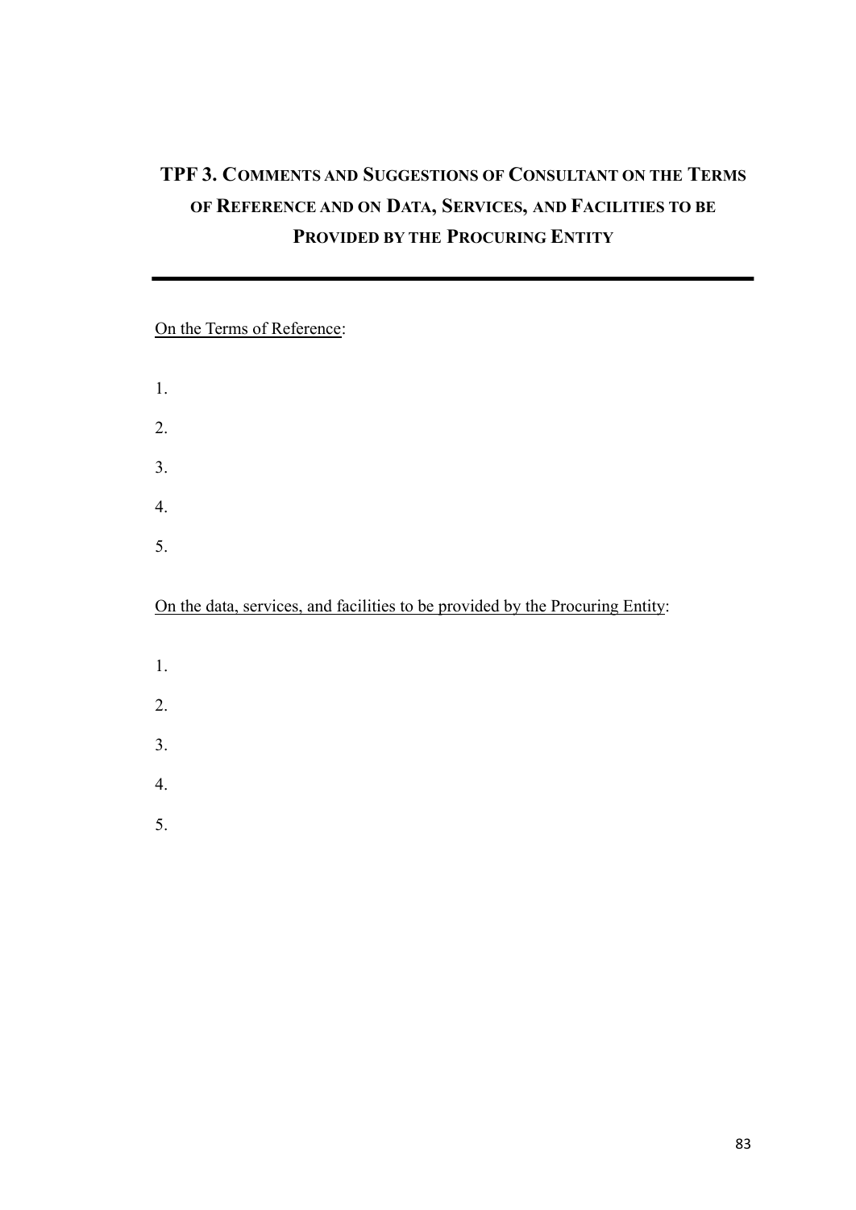# TPF 3. Comments and Suggestions of Consultant on the Terms of Reference and on Data, Services, and Facilities to be Provided by the Procuring Entity

---

<u>On the Terms of Reference</u>:

1.
2.
3.
4.
5.

<u>On the data, services, and facilities to be provided by the Procuring Entity</u>:

1.
2.
3.
4.
5.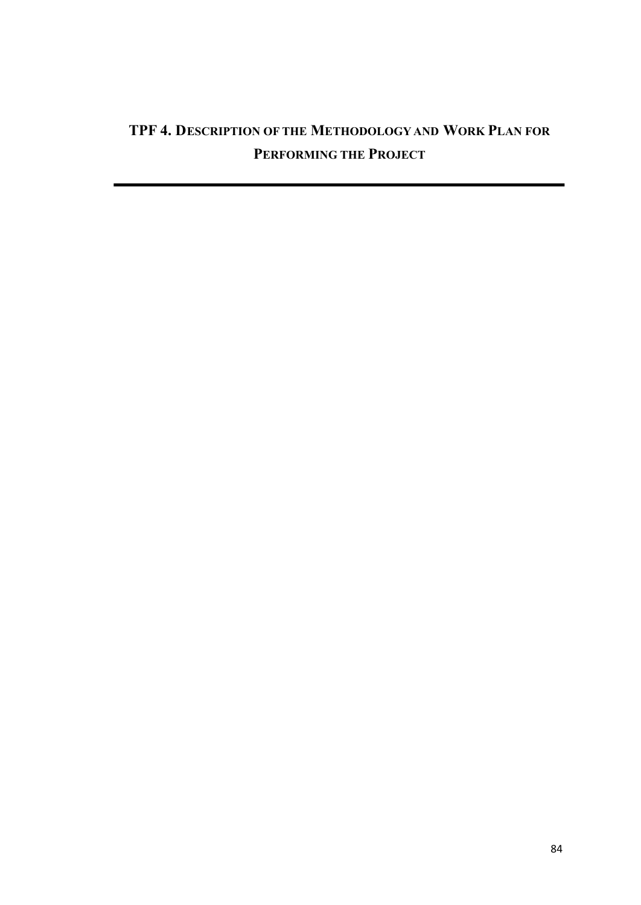# TPF 4. Description of the Methodology and Work Plan for Performing the Project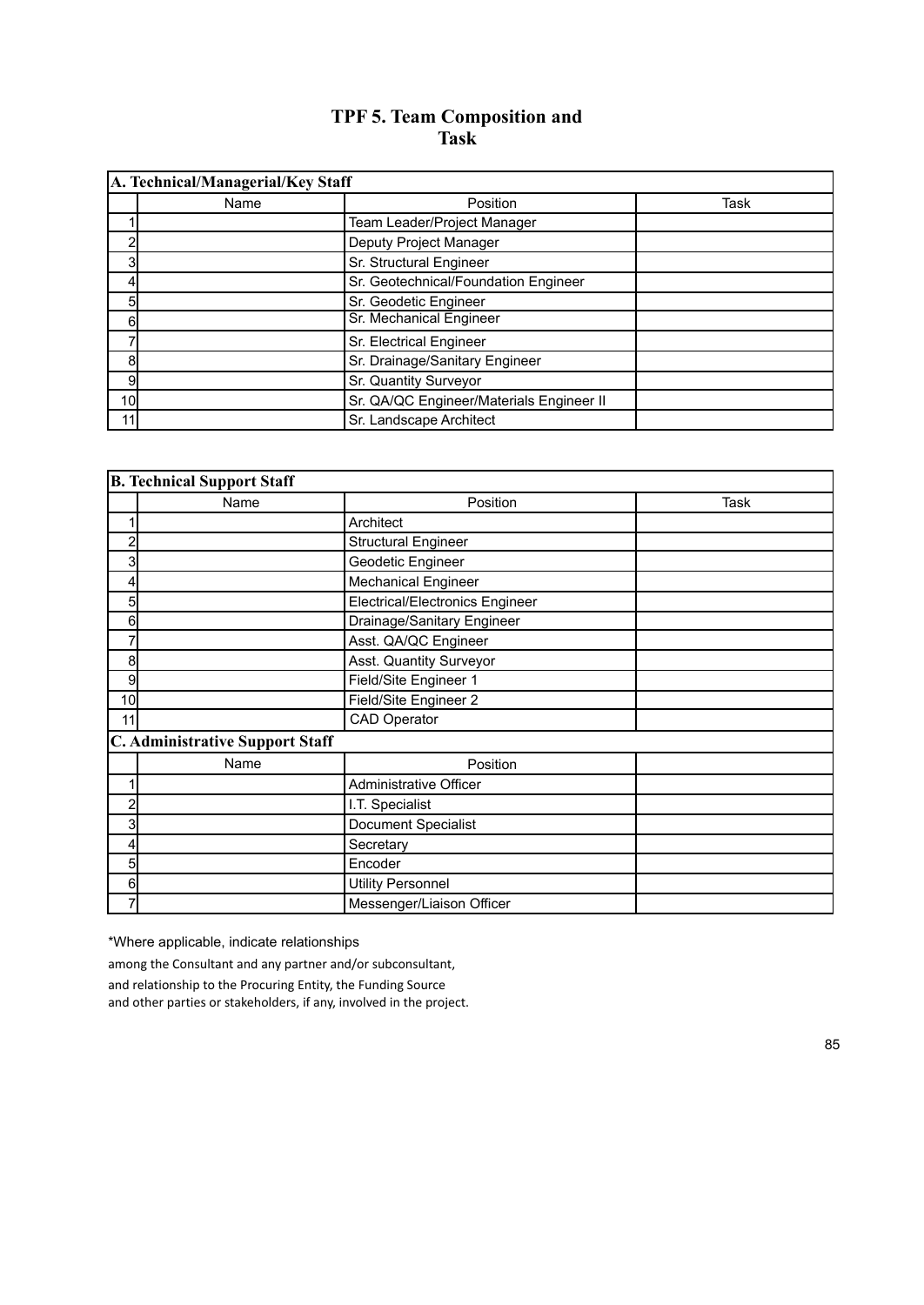# TPF 5. Team Composition and Task

| A. Technical/Managerial/Key Staff | | | |
|---|---|---|---|
| | Name | Position | Task |
| 1 | | Team Leader/Project Manager | |
| 2 | | Deputy Project Manager | |
| 3 | | Sr. Structural Engineer | |
| 4 | | Sr. Geotechnical/Foundation Engineer | |
| 5 | | Sr. Geodetic Engineer | |
| 6 | | Sr. Mechanical Engineer | |
| 7 | | Sr. Electrical Engineer | |
| 8 | | Sr. Drainage/Sanitary Engineer | |
| 9 | | Sr. Quantity Surveyor | |
| 10 | | Sr. QA/QC Engineer/Materials Engineer II | |
| 11 | | Sr. Landscape Architect | |

| B. Technical Support Staff | | | |
|---|---|---|---|
| | Name | Position | Task |
| 1 | | Architect | |
| 2 | | Structural Engineer | |
| 3 | | Geodetic Engineer | |
| 4 | | Mechanical Engineer | |
| 5 | | Electrical/Electronics Engineer | |
| 6 | | Drainage/Sanitary Engineer | |
| 7 | | Asst. QA/QC Engineer | |
| 8 | | Asst. Quantity Surveyor | |
| 9 | | Field/Site Engineer 1 | |
| 10 | | Field/Site Engineer 2 | |
| 11 | | CAD Operator | |
| **C. Administrative Support Staff** | | | |
| | Name | Position | |
| 1 | | Administrative Officer | |
| 2 | | I.T. Specialist | |
| 3 | | Document Specialist | |
| 4 | | Secretary | |
| 5 | | Encoder | |
| 6 | | Utility Personnel | |
| 7 | | Messenger/Liaison Officer | |

*Where applicable, indicate relationships among the Consultant and any partner and/or subconsultant, and relationship to the Procuring Entity, the Funding Source and other parties or stakeholders, if any, involved in the project.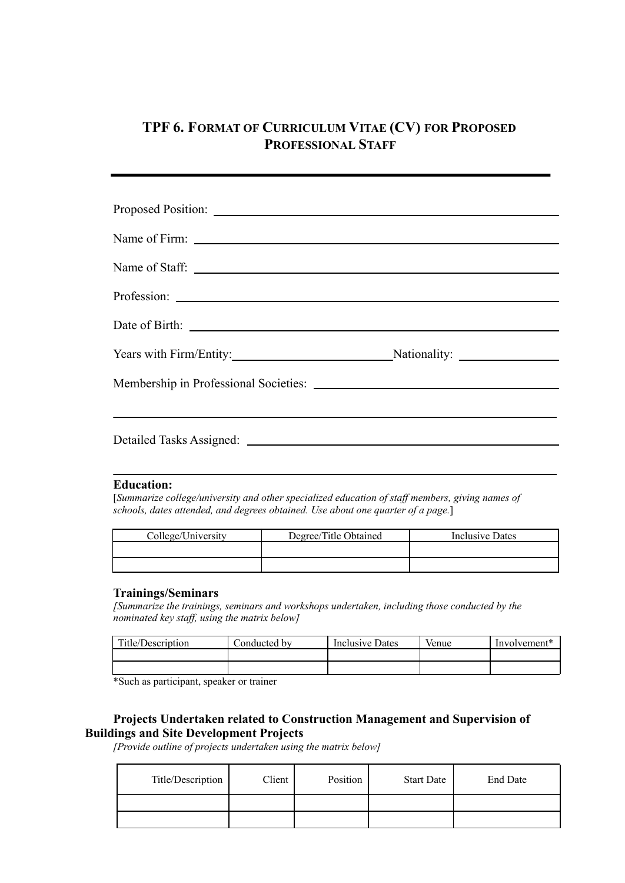# TPF 6. FORMAT OF CURRICULUM VITAE (CV) FOR PROPOSED PROFESSIONAL STAFF

---

Proposed Position: ______________________________

Name of Firm: ______________________________

Name of Staff: ______________________________

Profession: ______________________________

Date of Birth: ______________________________

Years with Firm/Entity: ______________________________ Nationality: ______________

Membership in Professional Societies: ______________________________

______________________________

Detailed Tasks Assigned: ______________________________

______________________________

**Education:**

[*Summarize college/university and other specialized education of staff members, giving names of schools, dates attended, and degrees obtained. Use about one quarter of a page.*]

| College/University | Degree/Title Obtained | Inclusive Dates |
| --- | --- | --- |
| | | |
| | | |

**Trainings/Seminars**

*[Summarize the trainings, seminars and workshops undertaken, including those conducted by the nominated key staff, using the matrix below]*

| Title/Description | Conducted by | Inclusive Dates | Venue | Involvement* |
| --- | --- | --- | --- | --- |
| | | | | |
| | | | | |

*Such as participant, speaker or trainer

**Projects Undertaken related to Construction Management and Supervision of Buildings and Site Development Projects**

*[Provide outline of projects undertaken using the matrix below]*

| Title/Description | Client | Position | Start Date | End Date |
| --- | --- | --- | --- | --- |
| | | | | |
| | | | | |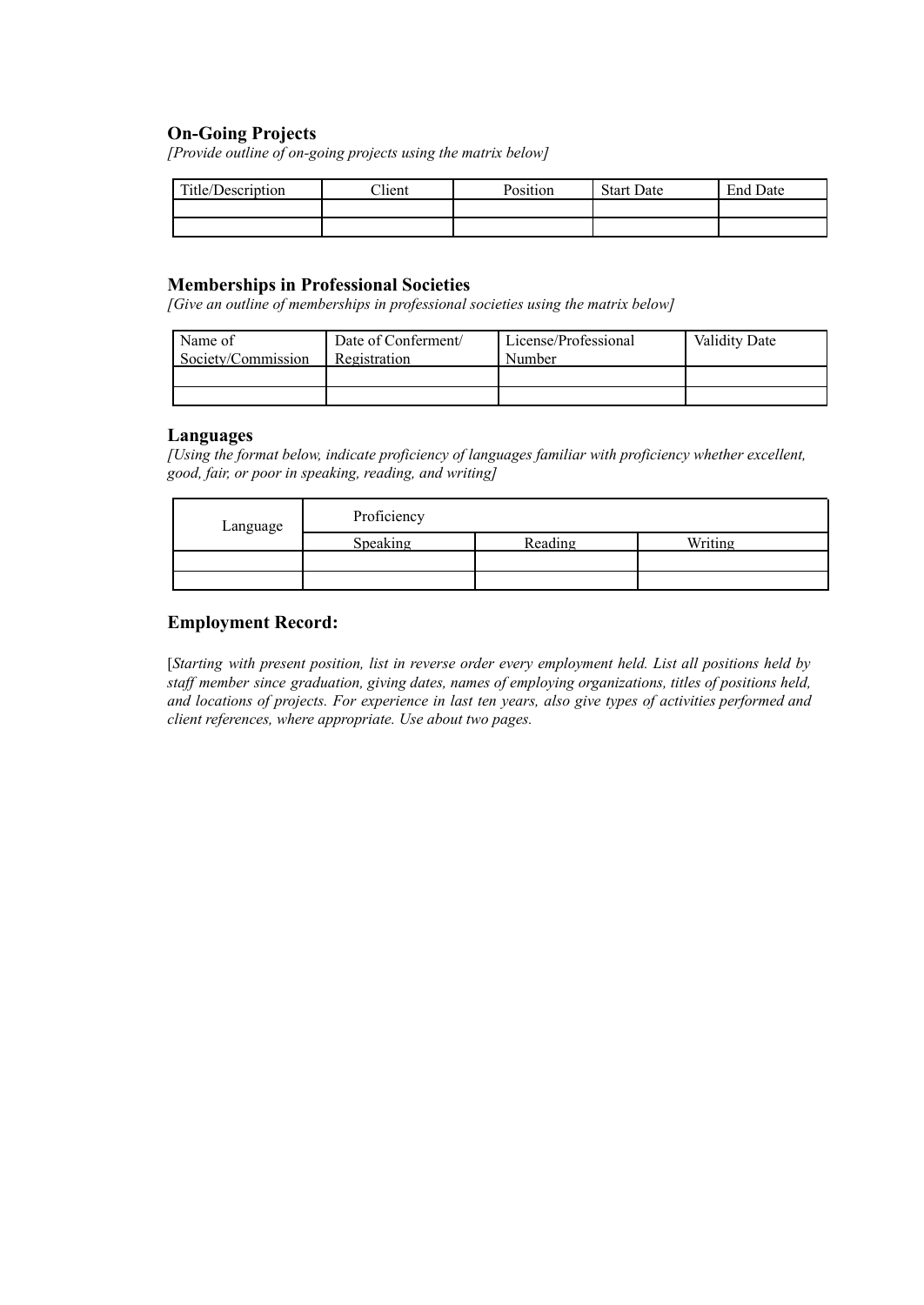### On-Going Projects

*[Provide outline of on-going projects using the matrix below]*

| Title/Description | Client | Position | Start Date | End Date |
|---|---|---|---|---|
| | | | | |
| | | | | |

### Memberships in Professional Societies

*[Give an outline of memberships in professional societies using the matrix below]*

| Name of Society/Commission | Date of Conferment/ Registration | License/Professional Number | Validity Date |
|---|---|---|---|
| | | | |
| | | | |

### Languages

*[Using the format below, indicate proficiency of languages familiar with proficiency whether excellent, good, fair, or poor in speaking, reading, and writing]*

| Language | Proficiency | | |
|---|---|---|---|
| | Speaking | Reading | Writing |
| | | | |
| | | | |

### Employment Record:

[*Starting with present position, list in reverse order every employment held. List all positions held by staff member since graduation, giving dates, names of employing organizations, titles of positions held, and locations of projects. For experience in last ten years, also give types of activities performed and client references, where appropriate. Use about two pages.*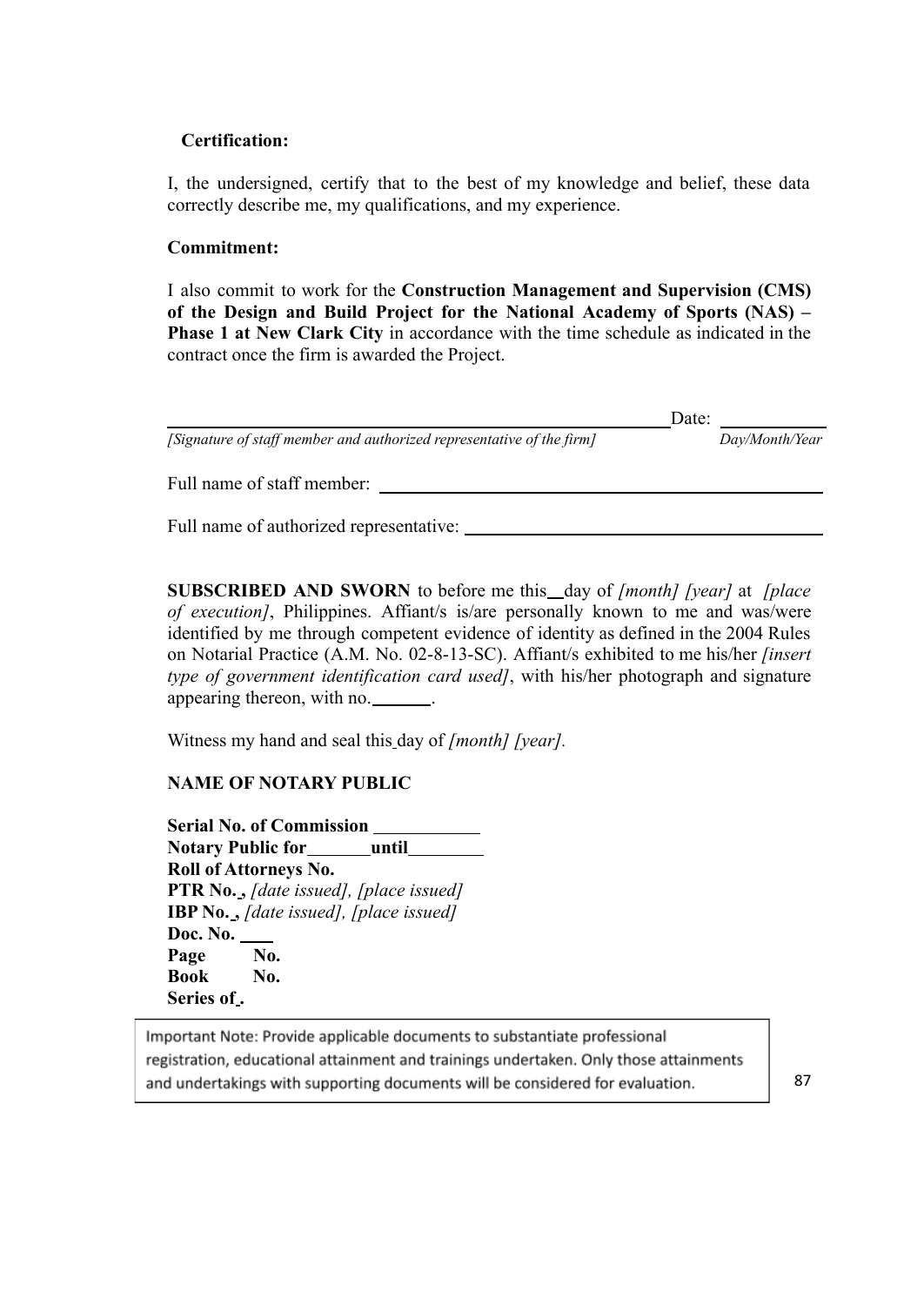**Certification:**

I, the undersigned, certify that to the best of my knowledge and belief, these data correctly describe me, my qualifications, and my experience.

**Commitment:**

I also commit to work for the **Construction Management and Supervision (CMS) of the Design and Build Project for the National Academy of Sports (NAS) – Phase 1 at New Clark City** in accordance with the time schedule as indicated in the contract once the firm is awarded the Project.

_______________________________________________ Date: ___________

*[Signature of staff member and authorized representative of the firm]* *Day/Month/Year*

Full name of staff member: _______________________________________________

Full name of authorized representative: _______________________________________

**SUBSCRIBED AND SWORN** to before me this __ day of *[month] [year]* at *[place of execution]*, Philippines. Affiant/s is/are personally known to me and was/were identified by me through competent evidence of identity as defined in the 2004 Rules on Notarial Practice (A.M. No. 02-8-13-SC). Affiant/s exhibited to me his/her *[insert type of government identification card used]*, with his/her photograph and signature appearing thereon, with no. _______.

Witness my hand and seal this day of *[month] [year].*

**NAME OF NOTARY PUBLIC**

**Serial No. of Commission** ___________
**Notary Public for** _______ **until** ________
**Roll of Attorneys No.**
**PTR No. ,** *[date issued], [place issued]*
**IBP No. ,** *[date issued], [place issued]*
**Doc. No.** ____
**Page No.**
**Book No.**
**Series of .**

Important Note: Provide applicable documents to substantiate professional registration, educational attainment and trainings undertaken. Only those attainments and undertakings with supporting documents will be considered for evaluation.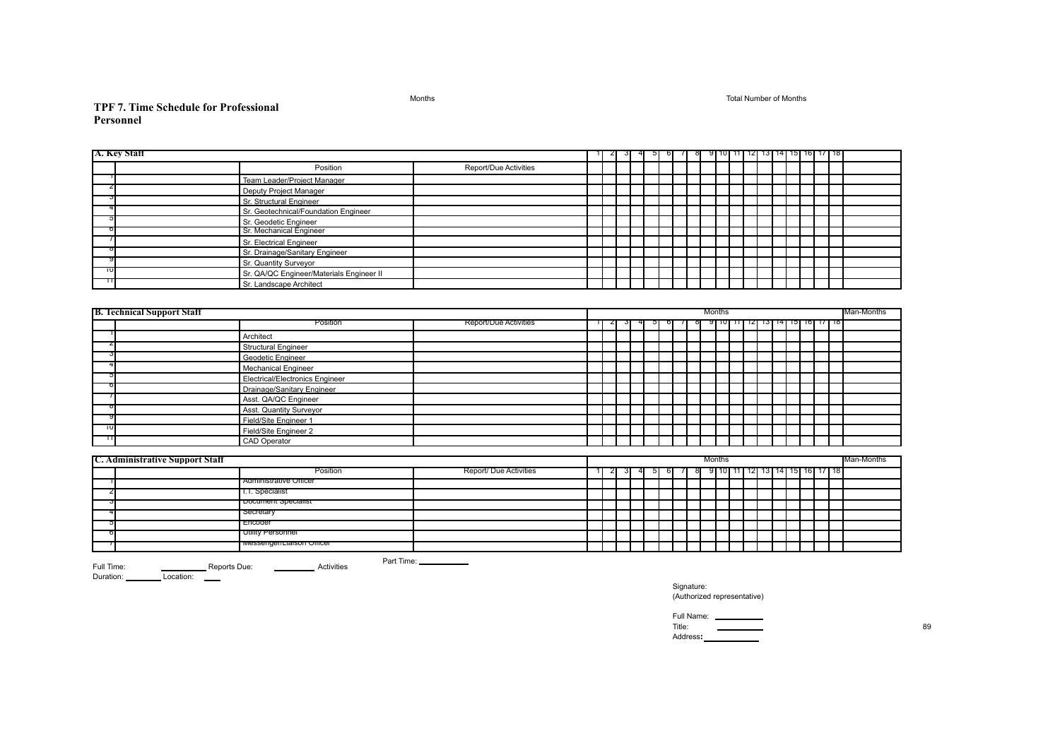Months

Total Number of Months

## TPF 7. Time Schedule for Professional Personnel

| A. Key Staff | | | | 1 | 2 | 3 | 4 | 5 | 6 | 7 | 8 | 9 | 10 | 11 | 12 | 13 | 14 | 15 | 16 | 17 | 18 | |
|---|---|---|---|---|---|---|---|---|---|---|---|---|---|---|---|---|---|---|---|---|---|---|
| | | Position | Report/Due Activities | | | | | | | | | | | | | | | | | | | |
| 1 | | Team Leader/Project Manager | | | | | | | | | | | | | | | | | | | | |
| 2 | | Deputy Project Manager | | | | | | | | | | | | | | | | | | | | |
| 3 | | Sr. Structural Engineer | | | | | | | | | | | | | | | | | | | | |
| 4 | | Sr. Geotechnical/Foundation Engineer | | | | | | | | | | | | | | | | | | | | |
| 5 | | Sr. Geodetic Engineer | | | | | | | | | | | | | | | | | | | | |
| 6 | | Sr. Mechanical Engineer | | | | | | | | | | | | | | | | | | | | |
| 7 | | Sr. Electrical Engineer | | | | | | | | | | | | | | | | | | | | |
| 8 | | Sr. Drainage/Sanitary Engineer | | | | | | | | | | | | | | | | | | | | |
| 9 | | Sr. Quantity Surveyor | | | | | | | | | | | | | | | | | | | | |
| 10 | | Sr. QA/QC Engineer/Materials Engineer II | | | | | | | | | | | | | | | | | | | | |
| 11 | | Sr. Landscape Architect | | | | | | | | | | | | | | | | | | | | |

| B. Technical Support Staff | | | | Months | | | | | | | | | | | | | | | | | | Man-Months |
|---|---|---|---|---|---|---|---|---|---|---|---|---|---|---|---|---|---|---|---|---|---|---|
| | | Position | Report/Due Activities | 1 | 2 | 3 | 4 | 5 | 6 | 7 | 8 | 9 | 10 | 11 | 12 | 13 | 14 | 15 | 16 | 17 | 18 | |
| 1 | | Architect | | | | | | | | | | | | | | | | | | | | |
| 2 | | Structural Engineer | | | | | | | | | | | | | | | | | | | | |
| 3 | | Geodetic Engineer | | | | | | | | | | | | | | | | | | | | |
| 4 | | Mechanical Engineer | | | | | | | | | | | | | | | | | | | | |
| 5 | | Electrical/Electronics Engineer | | | | | | | | | | | | | | | | | | | | |
| 6 | | Drainage/Sanitary Engineer | | | | | | | | | | | | | | | | | | | | |
| 7 | | Asst. QA/QC Engineer | | | | | | | | | | | | | | | | | | | | |
| 8 | | Asst. Quantity Surveyor | | | | | | | | | | | | | | | | | | | | |
| 9 | | Field/Site Engineer 1 | | | | | | | | | | | | | | | | | | | | |
| 10 | | Field/Site Engineer 2 | | | | | | | | | | | | | | | | | | | | |
| 11 | | CAD Operator | | | | | | | | | | | | | | | | | | | | |

| C. Administrative Support Staff | | | | Months | | | | | | | | | | | | | | | | | | Man-Months |
|---|---|---|---|---|---|---|---|---|---|---|---|---|---|---|---|---|---|---|---|---|---|---|
| | | Position | Report/ Due Activities | 1 | 2 | 3 | 4 | 5 | 6 | 7 | 8 | 9 | 10 | 11 | 12 | 13 | 14 | 15 | 16 | 17 | 18 | |
| 1 | | Administrative Officer | | | | | | | | | | | | | | | | | | | | |
| 2 | | I.T. Specialist | | | | | | | | | | | | | | | | | | | | |
| 3 | | Document Specialist | | | | | | | | | | | | | | | | | | | | |
| 4 | | Secretary | | | | | | | | | | | | | | | | | | | | |
| 5 | | Encoder | | | | | | | | | | | | | | | | | | | | |
| 6 | | Utility Personnel | | | | | | | | | | | | | | | | | | | | |
| 7 | | Messenger/Liaison Officer | | | | | | | | | | | | | | | | | | | | |

Full Time: ________ Reports Due: ________ Activities

Part Time: ________

Duration: ________ Location: ____

Signature:
(Authorized representative)

Full Name: ________
Title: ________
Address: ________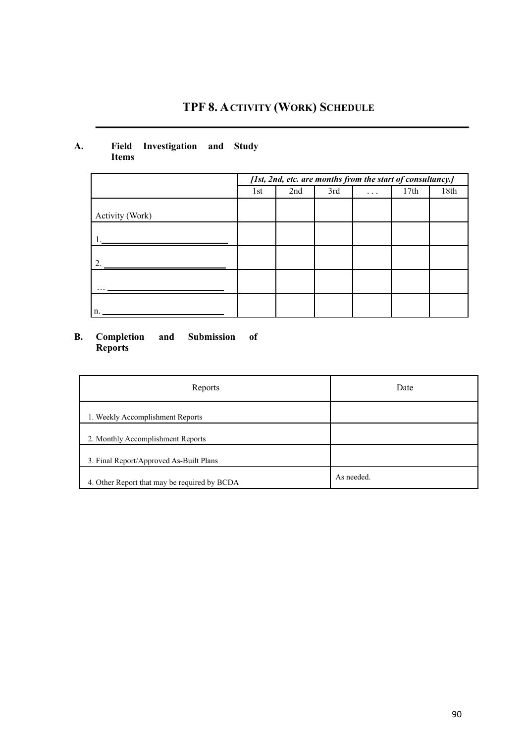# TPF 8. ACTIVITY (WORK) SCHEDULE

**A. Field Investigation and Study Items**

| | *[1st, 2nd, etc. are months from the start of consultancy.]* | | | | | |
|---|---|---|---|---|---|---|
| | 1st | 2nd | 3rd | . . . | 17th | 18th |
| Activity (Work) | | | | | | |
| 1.\_\_\_\_\_\_\_\_\_\_\_\_\_\_\_\_\_\_\_\_\_\_\_\_\_\_\_\_ | | | | | | |
| 2. \_\_\_\_\_\_\_\_\_\_\_\_\_\_\_\_\_\_\_\_\_\_\_\_\_\_\_ | | | | | | |
| … \_\_\_\_\_\_\_\_\_\_\_\_\_\_\_\_\_\_\_\_\_\_\_\_\_\_ | | | | | | |
| n. \_\_\_\_\_\_\_\_\_\_\_\_\_\_\_\_\_\_\_\_\_\_\_\_\_\_\_ | | | | | | |

**B. Completion and Submission of Reports**

| Reports | Date |
|---|---|
| 1. Weekly Accomplishment Reports | |
| 2. Monthly Accomplishment Reports | |
| 3. Final Report/Approved As-Built Plans | |
| 4. Other Report that may be required by BCDA | As needed. |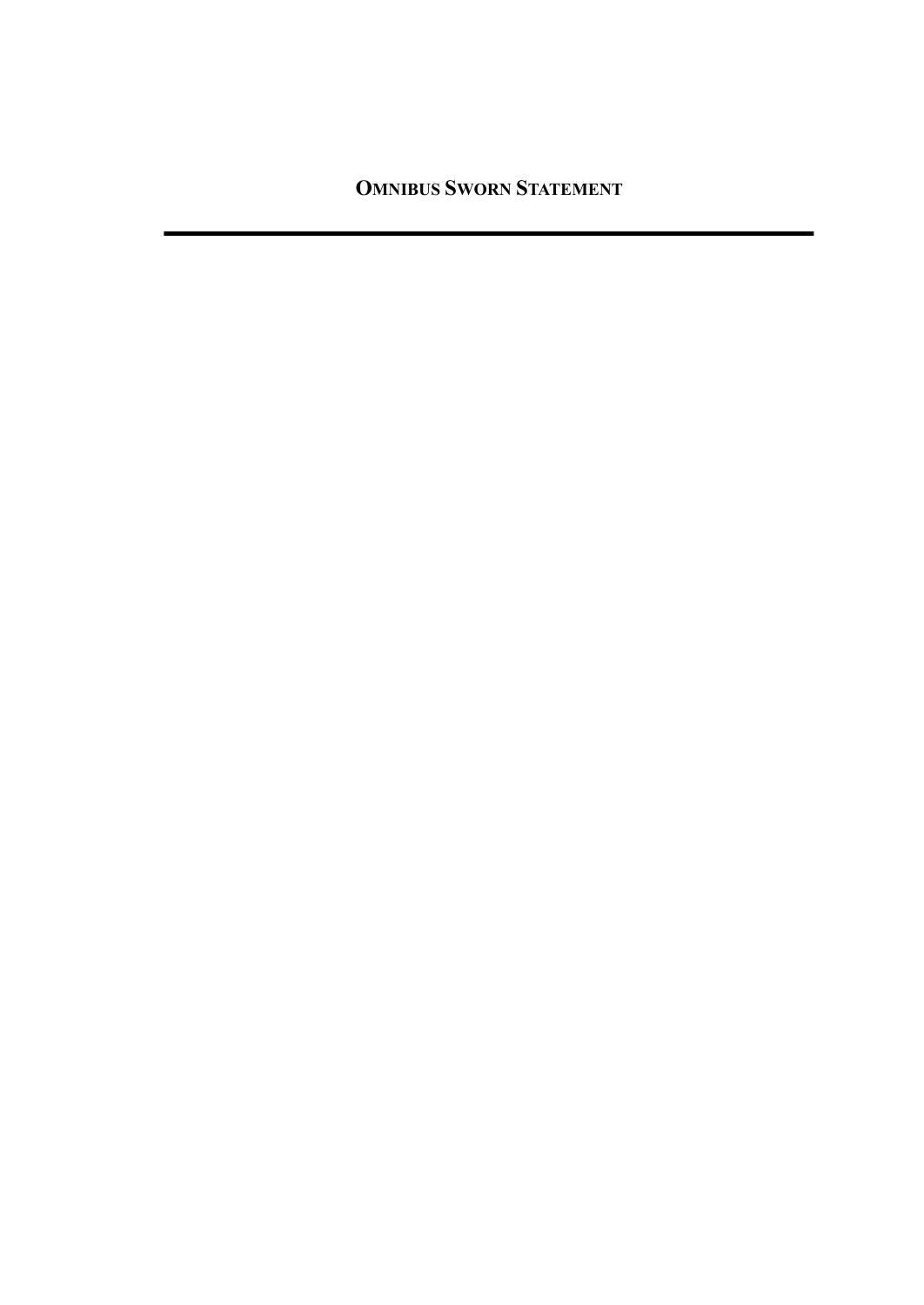# OMNIBUS SWORN STATEMENT

---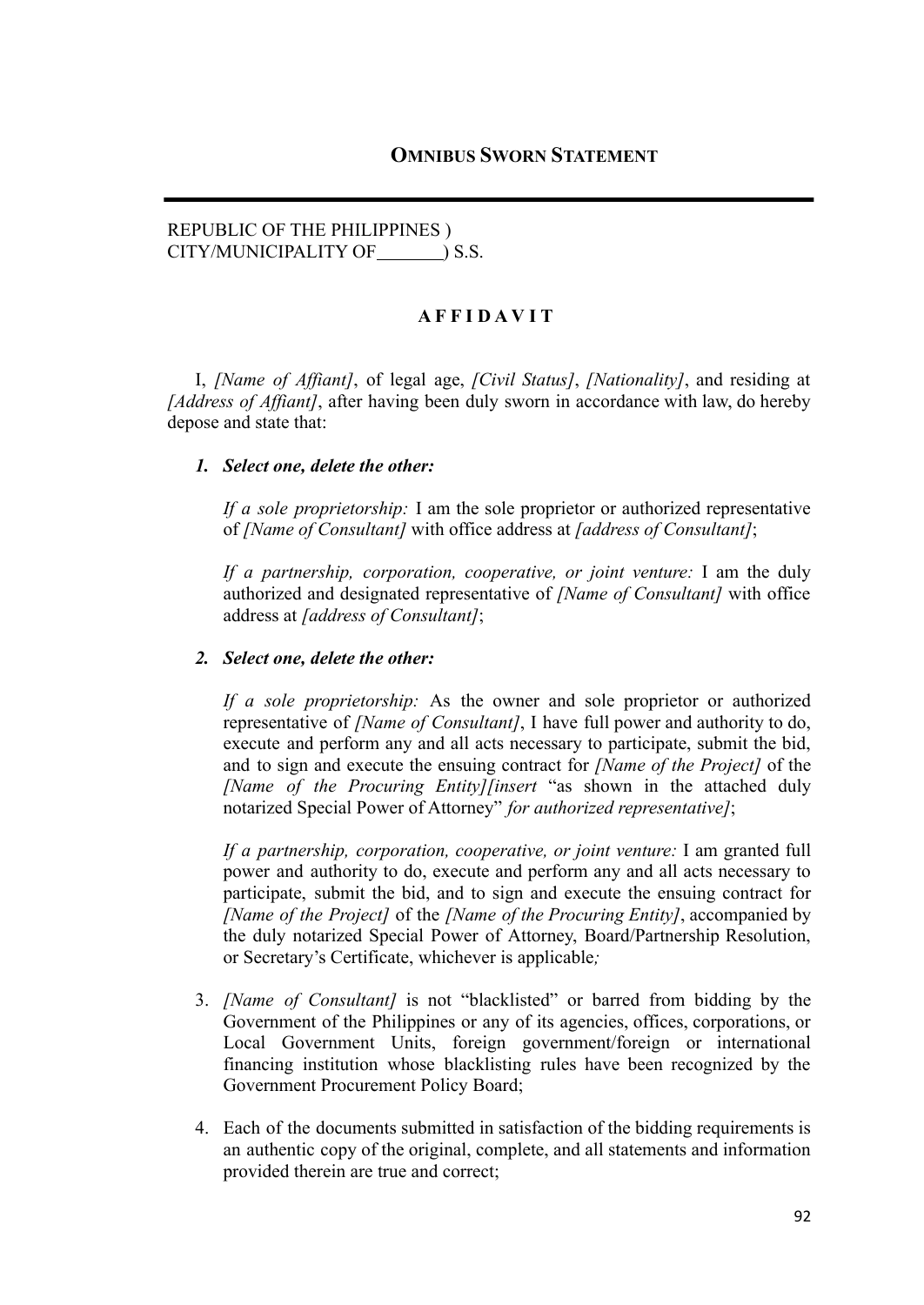## OMNIBUS SWORN STATEMENT

---

REPUBLIC OF THE PHILIPPINES )
CITY/MUNICIPALITY OF_______) S.S.

**A F F I D A V I T**

I, *[Name of Affiant]*, of legal age, *[Civil Status]*, *[Nationality]*, and residing at *[Address of Affiant]*, after having been duly sworn in accordance with law, do hereby depose and state that:

1. ***Select one, delete the other:***

   *If a sole proprietorship:* I am the sole proprietor or authorized representative of *[Name of Consultant]* with office address at *[address of Consultant]*;

   *If a partnership, corporation, cooperative, or joint venture:* I am the duly authorized and designated representative of *[Name of Consultant]* with office address at *[address of Consultant]*;

2. ***Select one, delete the other:***

   *If a sole proprietorship:* As the owner and sole proprietor or authorized representative of *[Name of Consultant]*, I have full power and authority to do, execute and perform any and all acts necessary to participate, submit the bid, and to sign and execute the ensuing contract for *[Name of the Project]* of the *[Name of the Procuring Entity][insert* "as shown in the attached duly notarized Special Power of Attorney" *for authorized representative]*;

   *If a partnership, corporation, cooperative, or joint venture:* I am granted full power and authority to do, execute and perform any and all acts necessary to participate, submit the bid, and to sign and execute the ensuing contract for *[Name of the Project]* of the *[Name of the Procuring Entity]*, accompanied by the duly notarized Special Power of Attorney, Board/Partnership Resolution, or Secretary's Certificate, whichever is applicable*;*

3. *[Name of Consultant]* is not "blacklisted" or barred from bidding by the Government of the Philippines or any of its agencies, offices, corporations, or Local Government Units, foreign government/foreign or international financing institution whose blacklisting rules have been recognized by the Government Procurement Policy Board;

4. Each of the documents submitted in satisfaction of the bidding requirements is an authentic copy of the original, complete, and all statements and information provided therein are true and correct;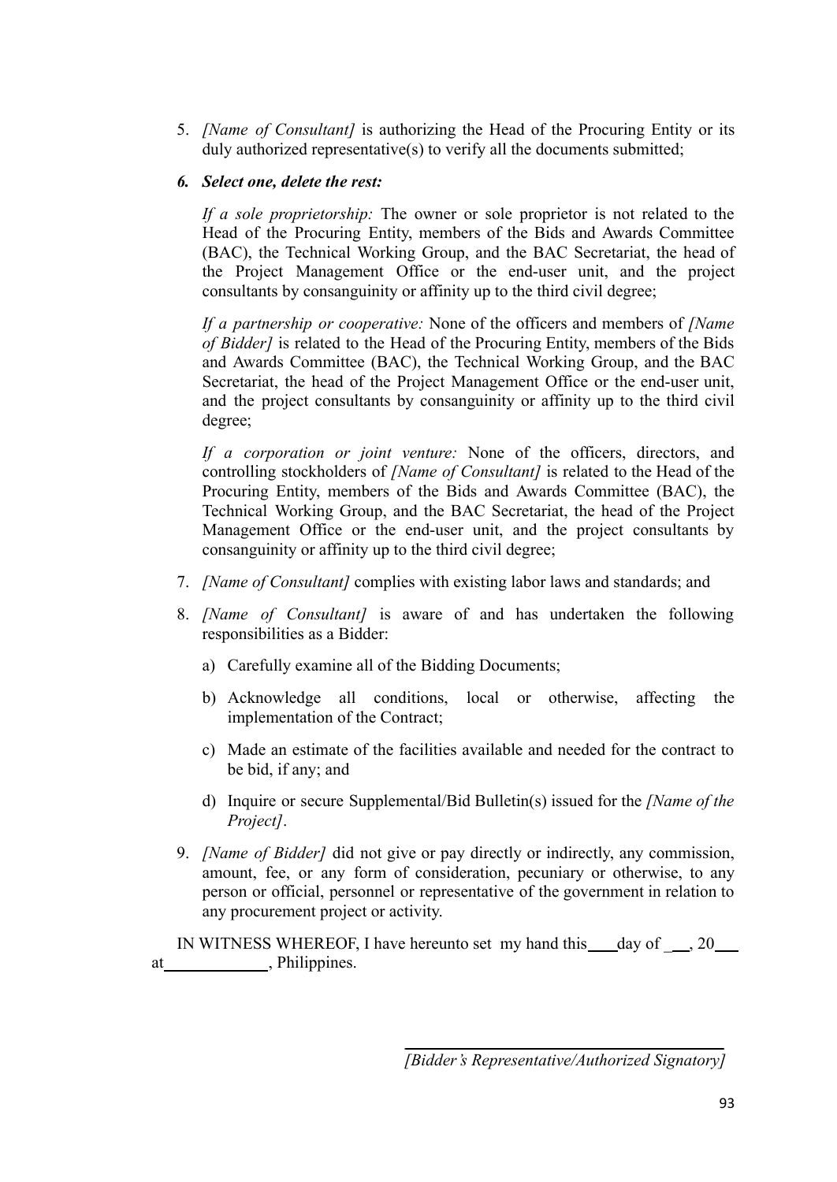5. *[Name of Consultant]* is authorizing the Head of the Procuring Entity or its duly authorized representative(s) to verify all the documents submitted;

6. ***Select one, delete the rest:***

   *If a sole proprietorship:* The owner or sole proprietor is not related to the Head of the Procuring Entity, members of the Bids and Awards Committee (BAC), the Technical Working Group, and the BAC Secretariat, the head of the Project Management Office or the end-user unit, and the project consultants by consanguinity or affinity up to the third civil degree;

   *If a partnership or cooperative:* None of the officers and members of *[Name of Bidder]* is related to the Head of the Procuring Entity, members of the Bids and Awards Committee (BAC), the Technical Working Group, and the BAC Secretariat, the head of the Project Management Office or the end-user unit, and the project consultants by consanguinity or affinity up to the third civil degree;

   *If a corporation or joint venture:* None of the officers, directors, and controlling stockholders of *[Name of Consultant]* is related to the Head of the Procuring Entity, members of the Bids and Awards Committee (BAC), the Technical Working Group, and the BAC Secretariat, the head of the Project Management Office or the end-user unit, and the project consultants by consanguinity or affinity up to the third civil degree;

7. *[Name of Consultant]* complies with existing labor laws and standards; and

8. *[Name of Consultant]* is aware of and has undertaken the following responsibilities as a Bidder:

   a) Carefully examine all of the Bidding Documents;

   b) Acknowledge all conditions, local or otherwise, affecting the implementation of the Contract;

   c) Made an estimate of the facilities available and needed for the contract to be bid, if any; and

   d) Inquire or secure Supplemental/Bid Bulletin(s) issued for the *[Name of the Project]*.

9. *[Name of Bidder]* did not give or pay directly or indirectly, any commission, amount, fee, or any form of consideration, pecuniary or otherwise, to any person or official, personnel or representative of the government in relation to any procurement project or activity.

IN WITNESS WHEREOF, I have hereunto set my hand this\_\_\_\_day of \_\_\_, 20\_\_\_ at\_\_\_\_\_\_\_\_\_\_\_\_\_, Philippines.

\_\_\_\_\_\_\_\_\_\_\_\_\_\_\_\_\_\_\_\_\_\_\_\_\_\_\_\_\_\_\_\_\_\_\_\_
*[Bidder's Representative/Authorized Signatory]*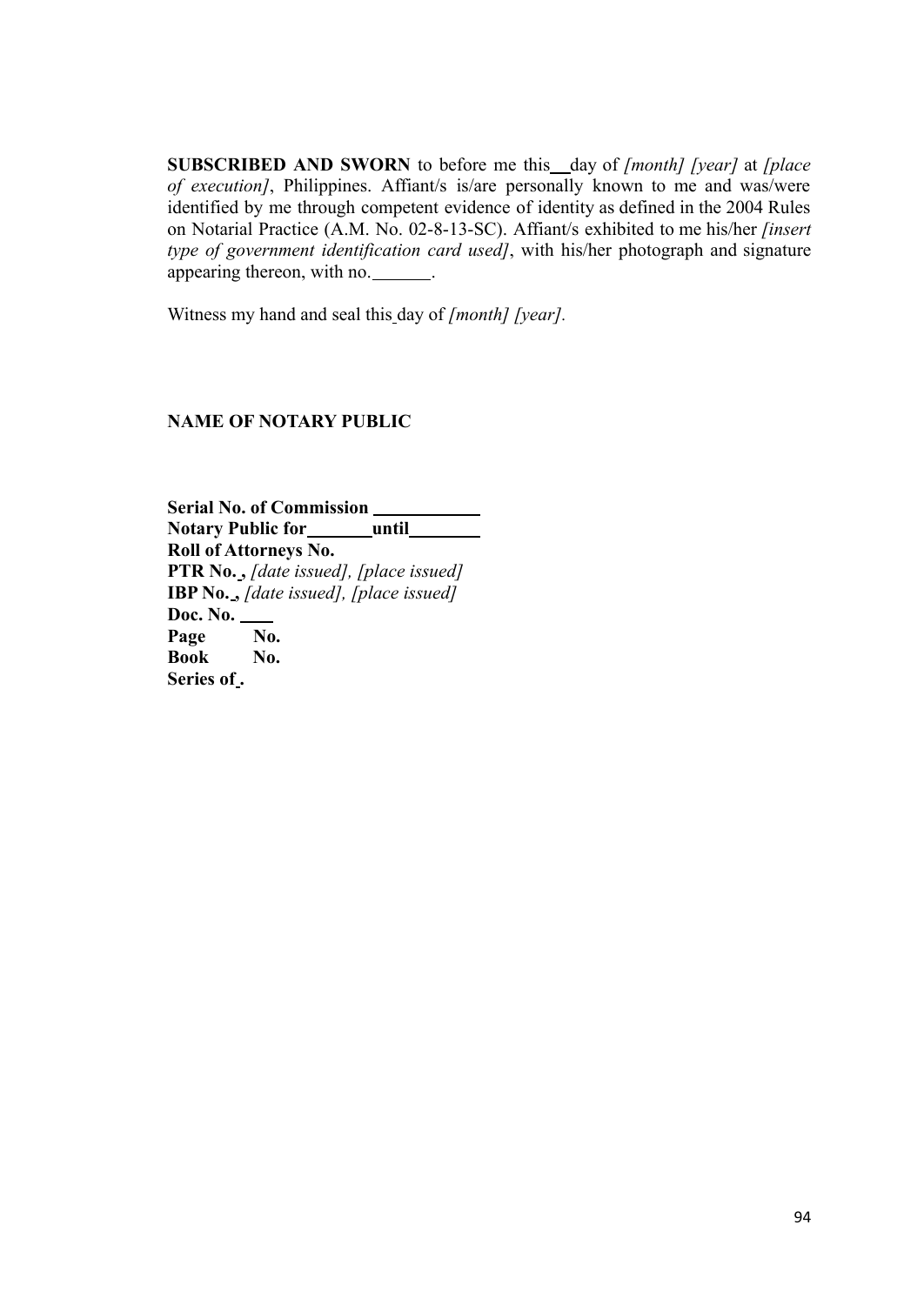**SUBSCRIBED AND SWORN** to before me this\_\_day of *[month] [year]* at *[place of execution]*, Philippines. Affiant/s is/are personally known to me and was/were identified by me through competent evidence of identity as defined in the 2004 Rules on Notarial Practice (A.M. No. 02-8-13-SC). Affiant/s exhibited to me his/her *[insert type of government identification card used]*, with his/her photograph and signature appearing thereon, with no.\_\_\_\_\_\_\_.

Witness my hand and seal this day of *[month] [year].*

**NAME OF NOTARY PUBLIC**

**Serial No. of Commission \_\_\_\_\_\_\_\_\_\_\_**
**Notary Public for\_\_\_\_\_\_\_until\_\_\_\_\_\_\_\_**
**Roll of Attorneys No.**
**PTR No. ,** *[date issued], [place issued]*
**IBP No. ,** *[date issued], [place issued]*
**Doc. No. \_\_\_\_**
**Page No.**
**Book No.**
**Series of .**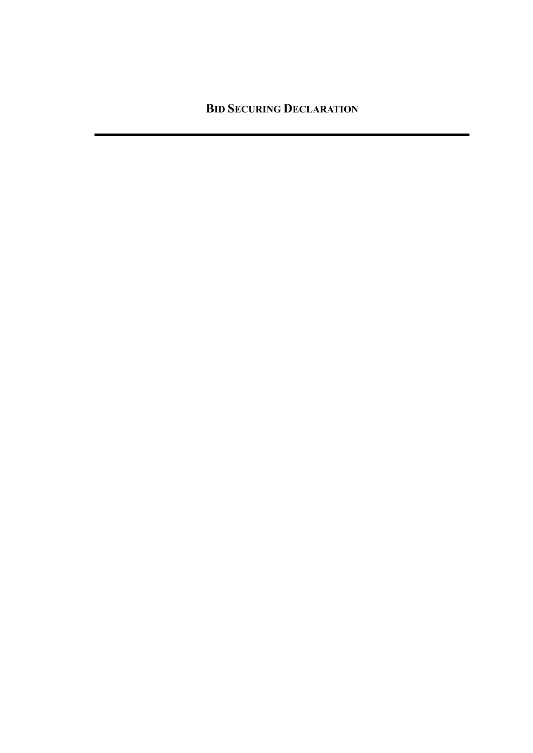# BID SECURING DECLARATION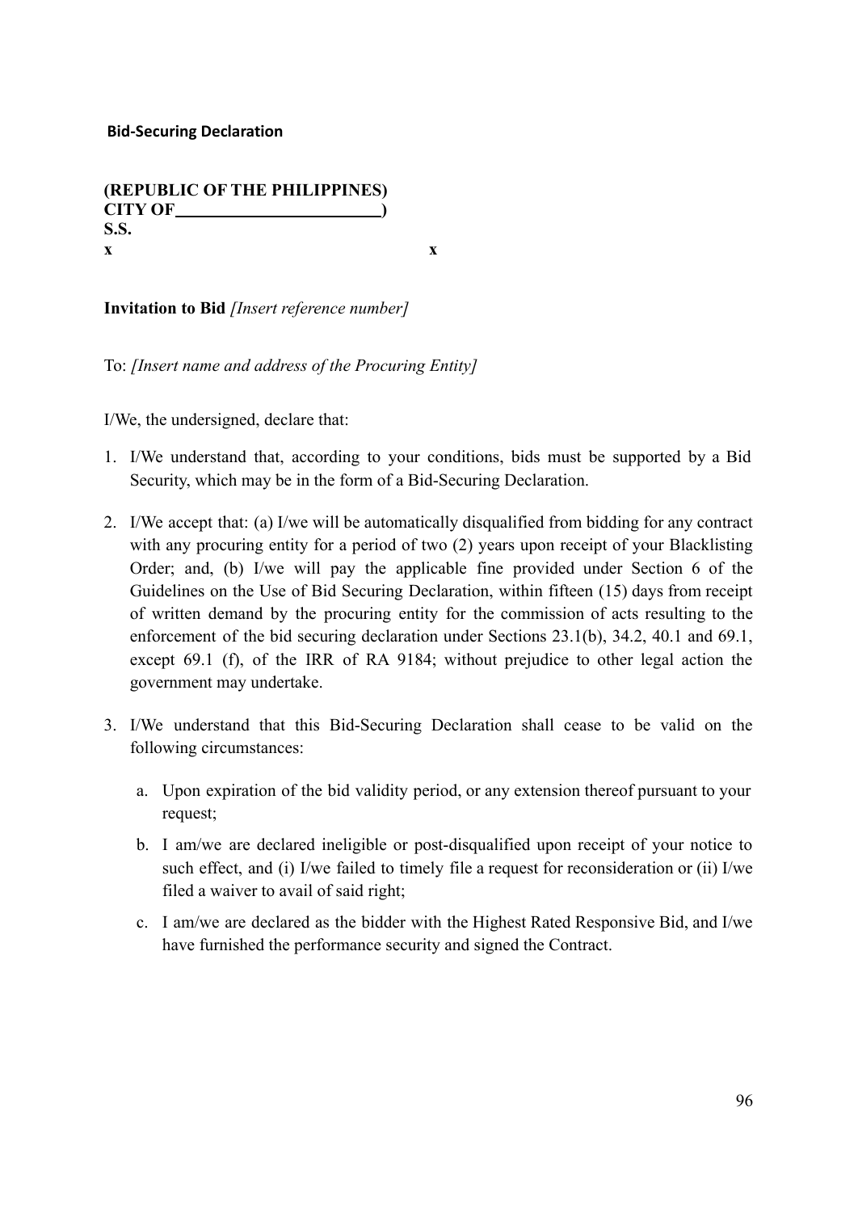**Bid-Securing Declaration**

**(REPUBLIC OF THE PHILIPPINES)**
**CITY OF________________________)**
**S.S.**
**x x**

**Invitation to Bid** *[Insert reference number]*

To: *[Insert name and address of the Procuring Entity]*

I/We, the undersigned, declare that:

1. I/We understand that, according to your conditions, bids must be supported by a Bid Security, which may be in the form of a Bid-Securing Declaration.

2. I/We accept that: (a) I/we will be automatically disqualified from bidding for any contract with any procuring entity for a period of two (2) years upon receipt of your Blacklisting Order; and, (b) I/we will pay the applicable fine provided under Section 6 of the Guidelines on the Use of Bid Securing Declaration, within fifteen (15) days from receipt of written demand by the procuring entity for the commission of acts resulting to the enforcement of the bid securing declaration under Sections 23.1(b), 34.2, 40.1 and 69.1, except 69.1 (f), of the IRR of RA 9184; without prejudice to other legal action the government may undertake.

3. I/We understand that this Bid-Securing Declaration shall cease to be valid on the following circumstances:

   a. Upon expiration of the bid validity period, or any extension thereof pursuant to your request;

   b. I am/we are declared ineligible or post-disqualified upon receipt of your notice to such effect, and (i) I/we failed to timely file a request for reconsideration or (ii) I/we filed a waiver to avail of said right;

   c. I am/we are declared as the bidder with the Highest Rated Responsive Bid, and I/we have furnished the performance security and signed the Contract.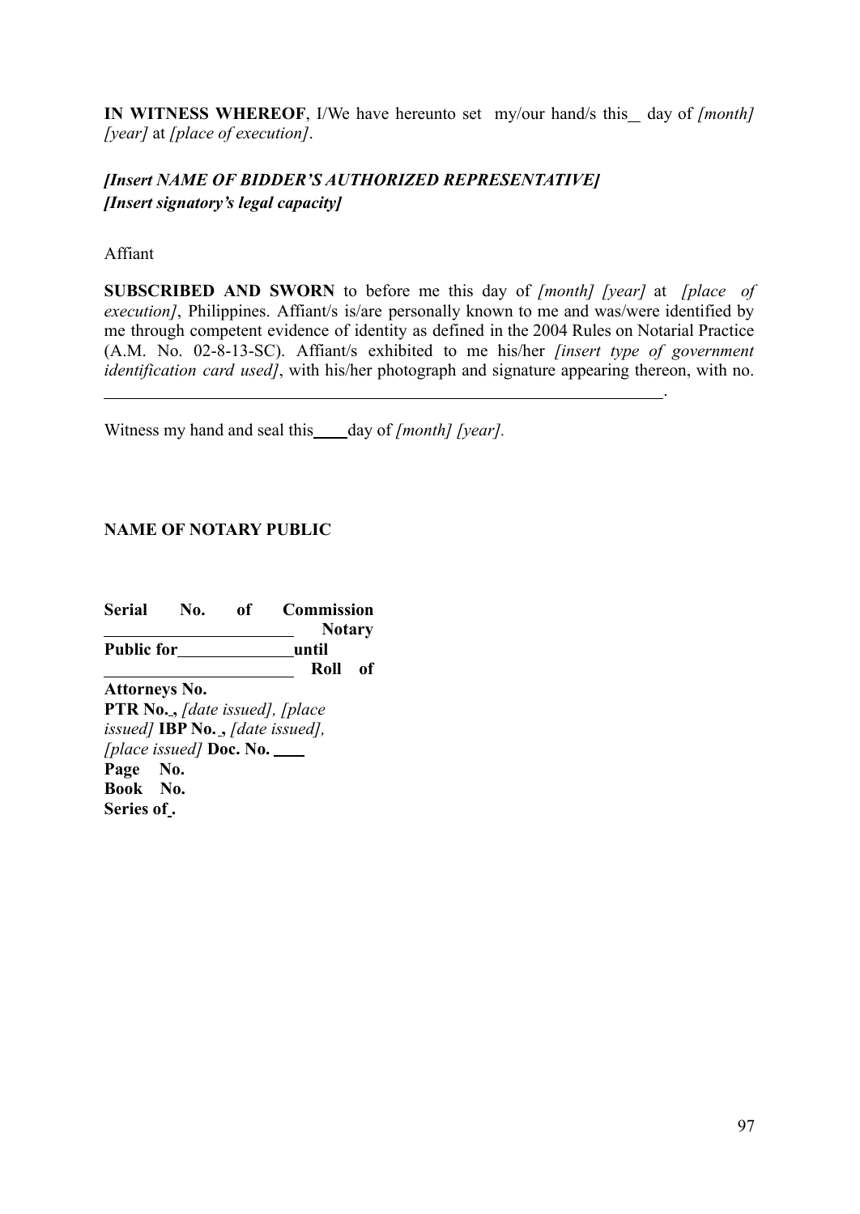**IN WITNESS WHEREOF**, I/We have hereunto set my/our hand/s this__ day of *[month] [year]* at *[place of execution]*.

***[Insert NAME OF BIDDER'S AUTHORIZED REPRESENTATIVE]***
***[Insert signatory's legal capacity]***

Affiant

**SUBSCRIBED AND SWORN** to before me this day of *[month] [year]* at *[place of execution]*, Philippines. Affiant/s is/are personally known to me and was/were identified by me through competent evidence of identity as defined in the 2004 Rules on Notarial Practice (A.M. No. 02-8-13-SC). Affiant/s exhibited to me his/her *[insert type of government identification card used]*, with his/her photograph and signature appearing thereon, with no. ____________________________________________________________.

Witness my hand and seal this____day of *[month] [year].*

**NAME OF NOTARY PUBLIC**

**Serial No. of Commission** ______________________ **Notary Public for**_____________**until** ______________________ **Roll of Attorneys No.**
**PTR No.** **,** *[date issued], [place issued]* **IBP No.** **,** *[date issued], [place issued]* **Doc. No.** ____
**Page No.**
**Book No.**
**Series of** **.**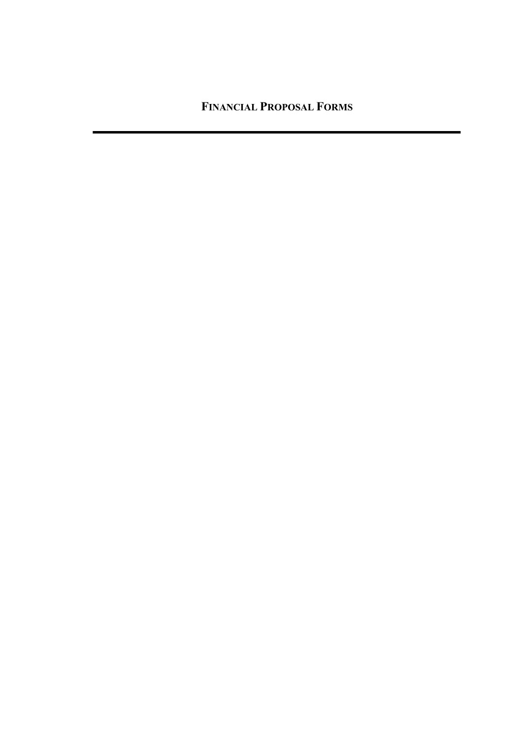# FINANCIAL PROPOSAL FORMS

---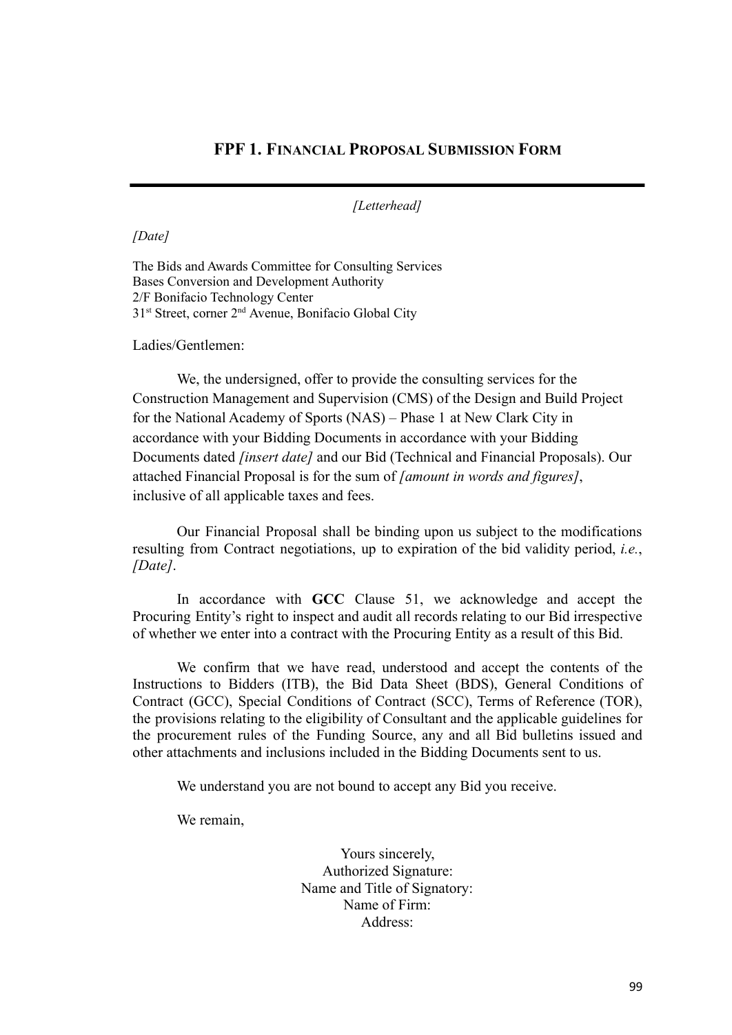## FPF 1. Financial Proposal Submission Form

---

*[Letterhead]*

*[Date]*

The Bids and Awards Committee for Consulting Services
Bases Conversion and Development Authority
2/F Bonifacio Technology Center
31st Street, corner 2nd Avenue, Bonifacio Global City

Ladies/Gentlemen:

We, the undersigned, offer to provide the consulting services for the Construction Management and Supervision (CMS) of the Design and Build Project for the National Academy of Sports (NAS) – Phase 1 at New Clark City in accordance with your Bidding Documents in accordance with your Bidding Documents dated *[insert date]* and our Bid (Technical and Financial Proposals). Our attached Financial Proposal is for the sum of *[amount in words and figures]*, inclusive of all applicable taxes and fees.

Our Financial Proposal shall be binding upon us subject to the modifications resulting from Contract negotiations, up to expiration of the bid validity period, *i.e.*, *[Date]*.

In accordance with **GCC** Clause 51, we acknowledge and accept the Procuring Entity's right to inspect and audit all records relating to our Bid irrespective of whether we enter into a contract with the Procuring Entity as a result of this Bid.

We confirm that we have read, understood and accept the contents of the Instructions to Bidders (ITB), the Bid Data Sheet (BDS), General Conditions of Contract (GCC), Special Conditions of Contract (SCC), Terms of Reference (TOR), the provisions relating to the eligibility of Consultant and the applicable guidelines for the procurement rules of the Funding Source, any and all Bid bulletins issued and other attachments and inclusions included in the Bidding Documents sent to us.

We understand you are not bound to accept any Bid you receive.

We remain,

Yours sincerely,
Authorized Signature:
Name and Title of Signatory:
Name of Firm:
Address: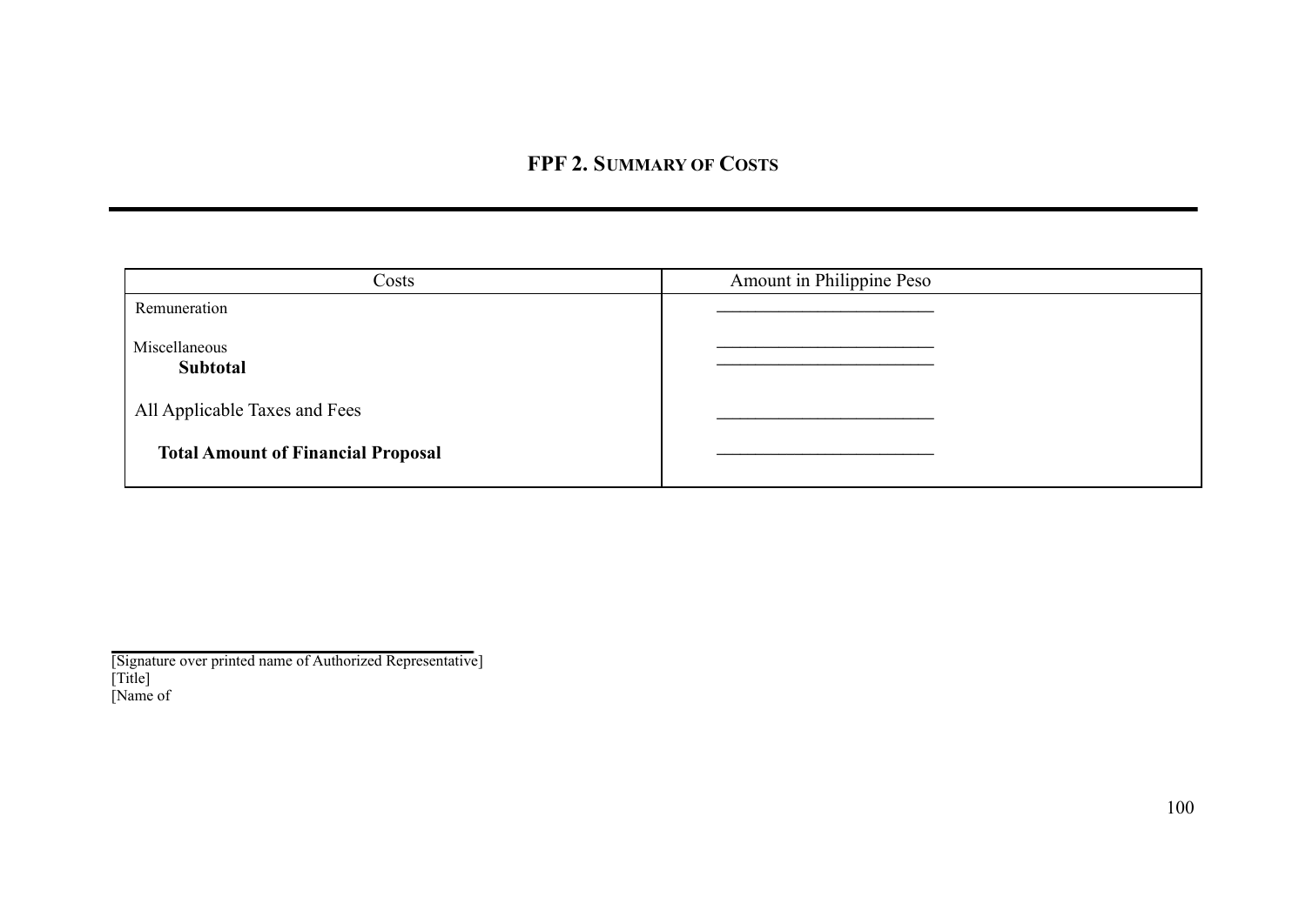## FPF 2. SUMMARY OF COSTS

| Costs | Amount in Philippine Peso |
|---|---|
| Remuneration | ________________________ |
| Miscellaneous | ________________________ |
| **Subtotal** | ________________________ |
| All Applicable Taxes and Fees | ________________________ |
| **Total Amount of Financial Proposal** | ________________________ |

___________________________________
[Signature over printed name of Authorized Representative]
[Title]
[Name of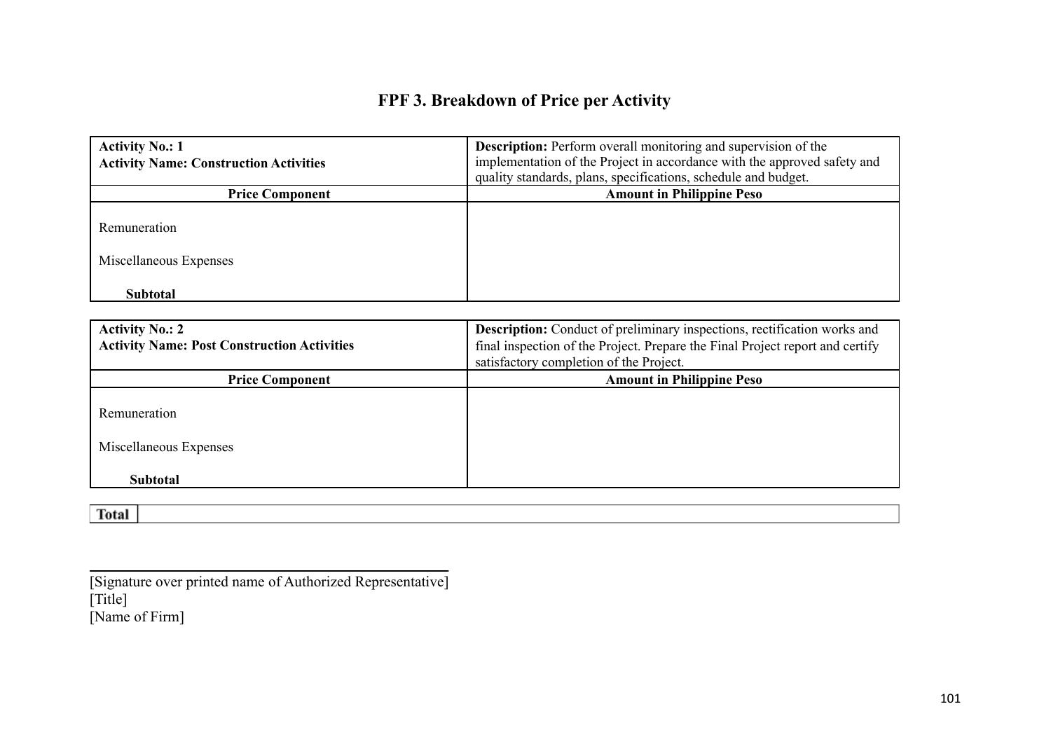# FPF 3. Breakdown of Price per Activity

| **Activity No.: 1**<br>**Activity Name: Construction Activities** | **Description:** Perform overall monitoring and supervision of the implementation of the Project in accordance with the approved safety and quality standards, plans, specifications, schedule and budget. |
|---|---|
| **Price Component** | **Amount in Philippine Peso** |
| Remuneration | |
| Miscellaneous Expenses | |
| **Subtotal** | |

| **Activity No.: 2**<br>**Activity Name: Post Construction Activities** | **Description:** Conduct of preliminary inspections, rectification works and final inspection of the Project. Prepare the Final Project report and certify satisfactory completion of the Project. |
|---|---|
| **Price Component** | **Amount in Philippine Peso** |
| Remuneration | |
| Miscellaneous Expenses | |
| **Subtotal** | |

| **Total** | |
|---|---|

\_\_\_\_\_\_\_\_\_\_\_\_\_\_\_\_\_\_\_\_\_\_\_\_\_\_\_\_\_\_\_\_\_\_\_\_\_\_\_\_\_\_\_\_

[Signature over printed name of Authorized Representative]
[Title]
[Name of Firm]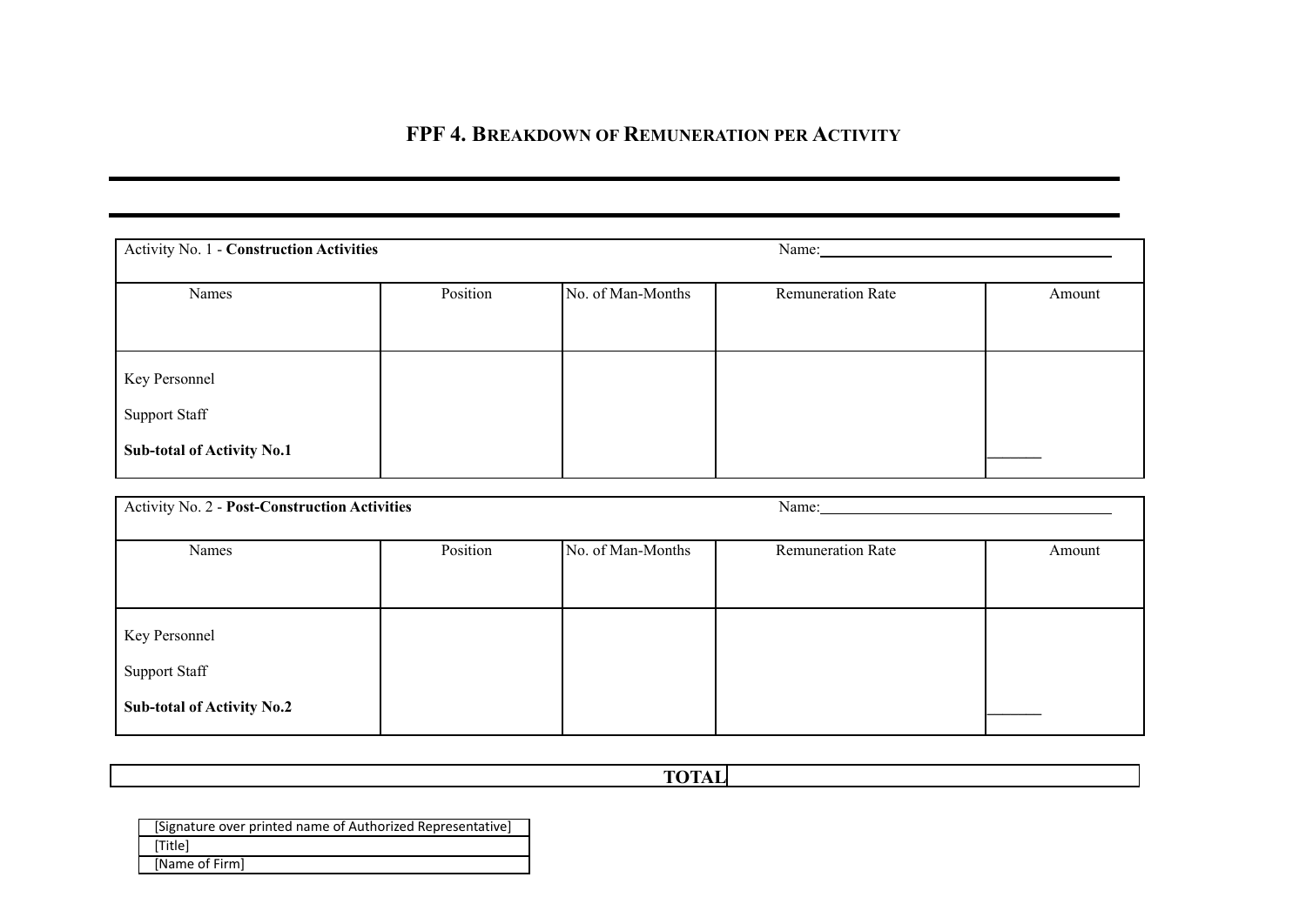# FPF 4. Breakdown of Remuneration per Activity

| Activity No. 1 - **Construction Activities** | | | Name:\_\_\_\_\_\_\_\_\_\_\_\_\_\_\_\_\_\_\_\_\_\_\_\_\_\_\_\_ | |
|---|---|---|---|---|
| Names | Position | No. of Man-Months | Remuneration Rate | Amount |
| Key Personnel | | | | |
| Support Staff | | | | |
| **Sub-total of Activity No.1** | | | | \_\_\_\_\_\_\_ |

| Activity No. 2 - **Post-Construction Activities** | | | Name:\_\_\_\_\_\_\_\_\_\_\_\_\_\_\_\_\_\_\_\_\_\_\_\_\_\_\_\_ | |
|---|---|---|---|---|
| Names | Position | No. of Man-Months | Remuneration Rate | Amount |
| Key Personnel | | | | |
| Support Staff | | | | |
| **Sub-total of Activity No.2** | | | | \_\_\_\_\_\_\_ |

| **TOTAL** | |
|---|---|

| [Signature over printed name of Authorized Representative] |
|---|
| [Title] |
| [Name of Firm] |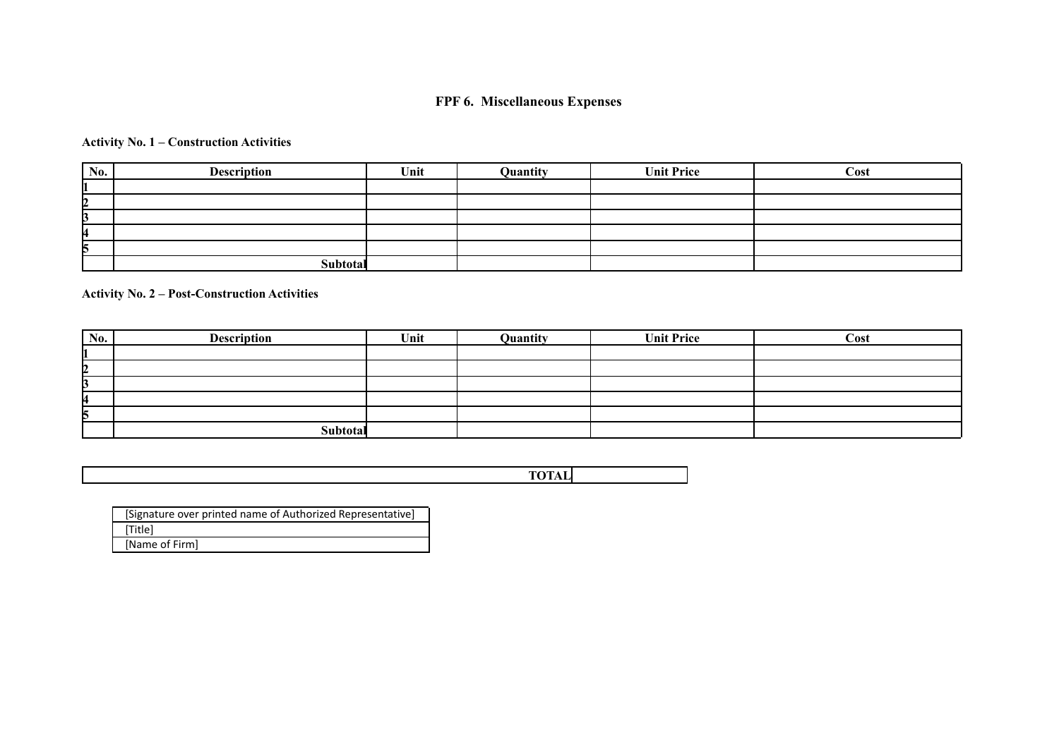# FPF 6. Miscellaneous Expenses

**Activity No. 1 – Construction Activities**

| No. | Description | Unit | Quantity | Unit Price | Cost |
|---|---|---|---|---|---|
| 1 | | | | | |
| 2 | | | | | |
| 3 | | | | | |
| 4 | | | | | |
| 5 | | | | | |
| | **Subtotal** | | | | |

**Activity No. 2 – Post-Construction Activities**

| No. | Description | Unit | Quantity | Unit Price | Cost |
|---|---|---|---|---|---|
| 1 | | | | | |
| 2 | | | | | |
| 3 | | | | | |
| 4 | | | | | |
| 5 | | | | | |
| | **Subtotal** | | | | |

| **TOTAL** | |
|---|---|

| [Signature over printed name of Authorized Representative] |
|---|
| [Title] |
| [Name of Firm] |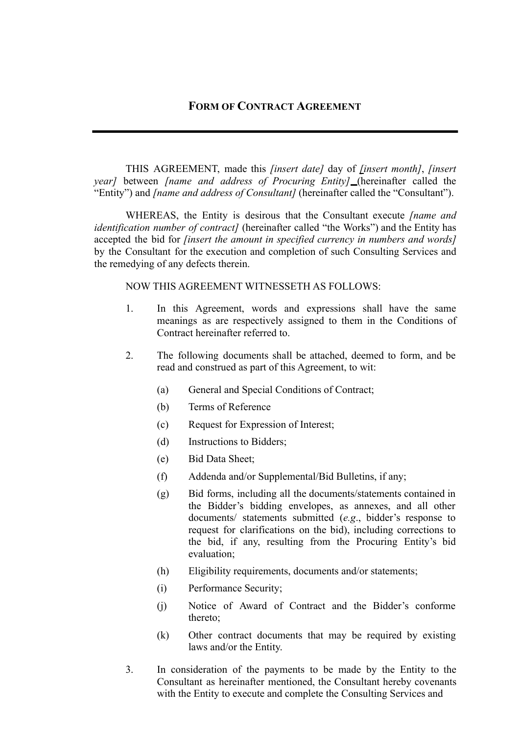# FORM OF CONTRACT AGREEMENT

---

THIS AGREEMENT, made this *[insert date]* day of *[insert month]*, *[insert year]* between *[name and address of Procuring Entity]* (hereinafter called the "Entity") and *[name and address of Consultant]* (hereinafter called the "Consultant").

WHEREAS, the Entity is desirous that the Consultant execute *[name and identification number of contract]* (hereinafter called "the Works") and the Entity has accepted the bid for *[insert the amount in specified currency in numbers and words]* by the Consultant for the execution and completion of such Consulting Services and the remedying of any defects therein.

NOW THIS AGREEMENT WITNESSETH AS FOLLOWS:

1. In this Agreement, words and expressions shall have the same meanings as are respectively assigned to them in the Conditions of Contract hereinafter referred to.

2. The following documents shall be attached, deemed to form, and be read and construed as part of this Agreement, to wit:

   (a) General and Special Conditions of Contract;

   (b) Terms of Reference

   (c) Request for Expression of Interest;

   (d) Instructions to Bidders;

   (e) Bid Data Sheet;

   (f) Addenda and/or Supplemental/Bid Bulletins, if any;

   (g) Bid forms, including all the documents/statements contained in the Bidder's bidding envelopes, as annexes, and all other documents/ statements submitted (*e.g.*, bidder's response to request for clarifications on the bid), including corrections to the bid, if any, resulting from the Procuring Entity's bid evaluation;

   (h) Eligibility requirements, documents and/or statements;

   (i) Performance Security;

   (j) Notice of Award of Contract and the Bidder's conforme thereto;

   (k) Other contract documents that may be required by existing laws and/or the Entity.

3. In consideration of the payments to be made by the Entity to the Consultant as hereinafter mentioned, the Consultant hereby covenants with the Entity to execute and complete the Consulting Services and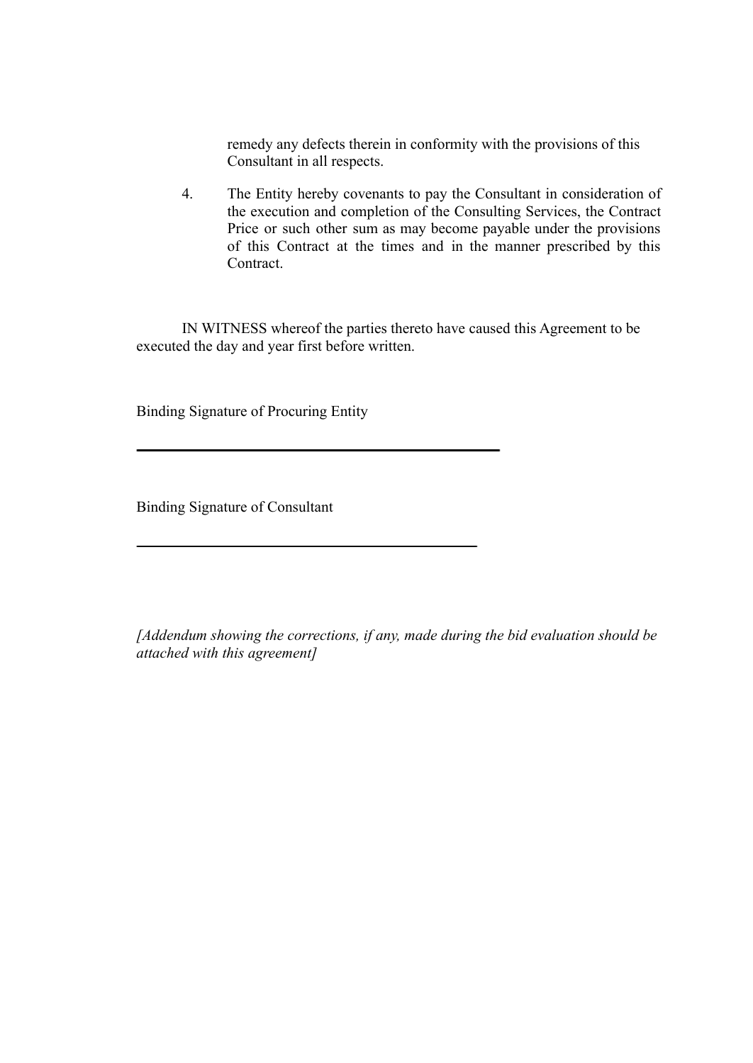remedy any defects therein in conformity with the provisions of this Consultant in all respects.

4. The Entity hereby covenants to pay the Consultant in consideration of the execution and completion of the Consulting Services, the Contract Price or such other sum as may become payable under the provisions of this Contract at the times and in the manner prescribed by this Contract.

IN WITNESS whereof the parties thereto have caused this Agreement to be executed the day and year first before written.

Binding Signature of Procuring Entity

_______________________________________________

Binding Signature of Consultant

_______________________________________________

*[Addendum showing the corrections, if any, made during the bid evaluation should be attached with this agreement]*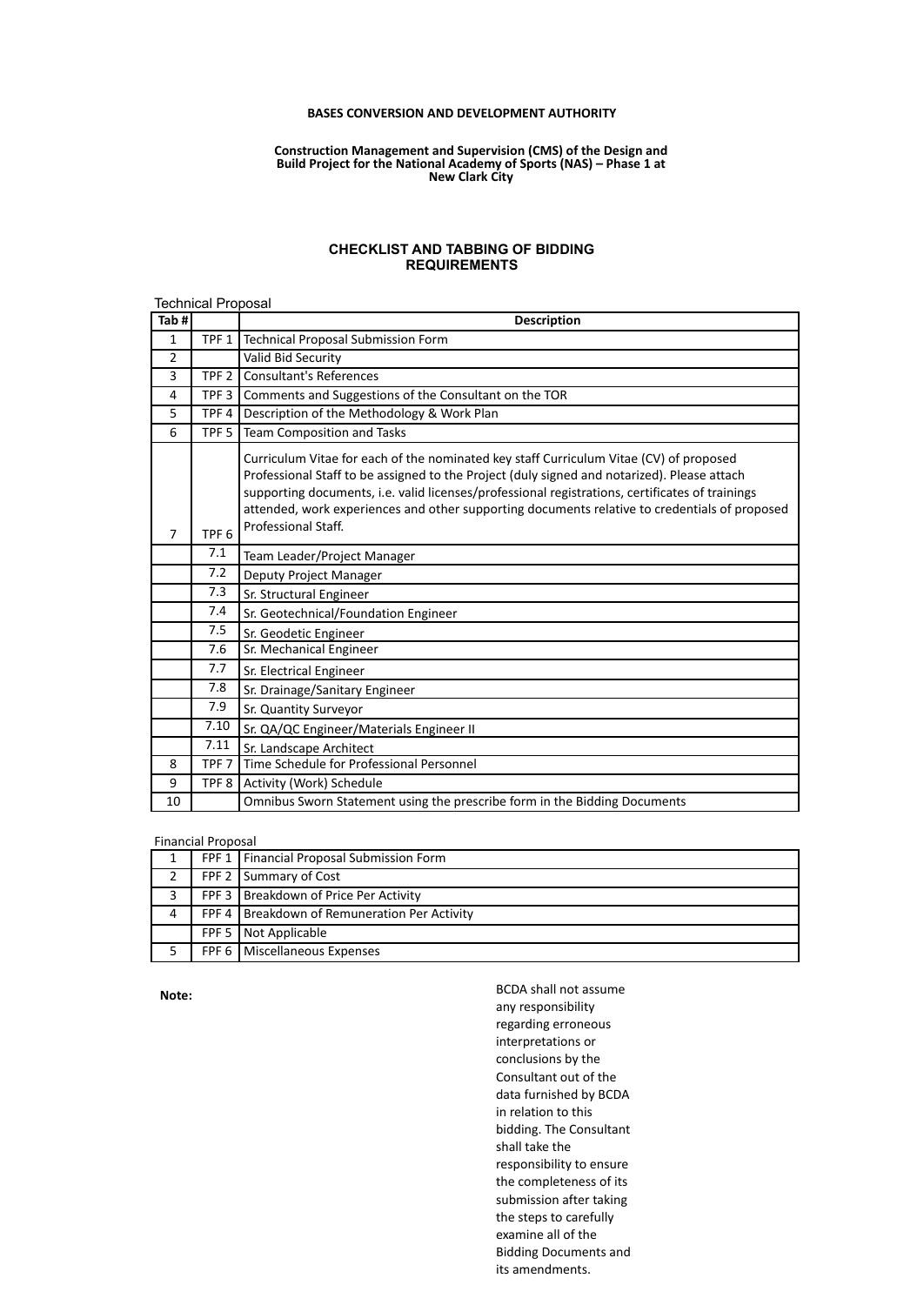**BASES CONVERSION AND DEVELOPMENT AUTHORITY**

**Construction Management and Supervision (CMS) of the Design and Build Project for the National Academy of Sports (NAS) – Phase 1 at New Clark City**

## CHECKLIST AND TABBING OF BIDDING REQUIREMENTS

Technical Proposal

| Tab # | | Description |
|---|---|---|
| 1 | TPF 1 | Technical Proposal Submission Form |
| 2 | | Valid Bid Security |
| 3 | TPF 2 | Consultant's References |
| 4 | TPF 3 | Comments and Suggestions of the Consultant on the TOR |
| 5 | TPF 4 | Description of the Methodology & Work Plan |
| 6 | TPF 5 | Team Composition and Tasks |
| 7 | TPF 6 | Curriculum Vitae for each of the nominated key staff Curriculum Vitae (CV) of proposed Professional Staff to be assigned to the Project (duly signed and notarized). Please attach supporting documents, i.e. valid licenses/professional registrations, certificates of trainings attended, work experiences and other supporting documents relative to credentials of proposed Professional Staff. |
| | 7.1 | Team Leader/Project Manager |
| | 7.2 | Deputy Project Manager |
| | 7.3 | Sr. Structural Engineer |
| | 7.4 | Sr. Geotechnical/Foundation Engineer |
| | 7.5 | Sr. Geodetic Engineer |
| | 7.6 | Sr. Mechanical Engineer |
| | 7.7 | Sr. Electrical Engineer |
| | 7.8 | Sr. Drainage/Sanitary Engineer |
| | 7.9 | Sr. Quantity Surveyor |
| | 7.10 | Sr. QA/QC Engineer/Materials Engineer II |
| | 7.11 | Sr. Landscape Architect |
| 8 | TPF 7 | Time Schedule for Professional Personnel |
| 9 | TPF 8 | Activity (Work) Schedule |
| 10 | | Omnibus Sworn Statement using the prescribe form in the Bidding Documents |

Financial Proposal

| | | |
|---|---|---|
| 1 | FPF 1 | Financial Proposal Submission Form |
| 2 | FPF 2 | Summary of Cost |
| 3 | FPF 3 | Breakdown of Price Per Activity |
| 4 | FPF 4 | Breakdown of Remuneration Per Activity |
| | FPF 5 | Not Applicable |
| 5 | FPF 6 | Miscellaneous Expenses |

**Note:**

BCDA shall not assume any responsibility regarding erroneous interpretations or conclusions by the Consultant out of the data furnished by BCDA in relation to this bidding. The Consultant shall take the responsibility to ensure the completeness of its submission after taking the steps to carefully examine all of the Bidding Documents and its amendments.